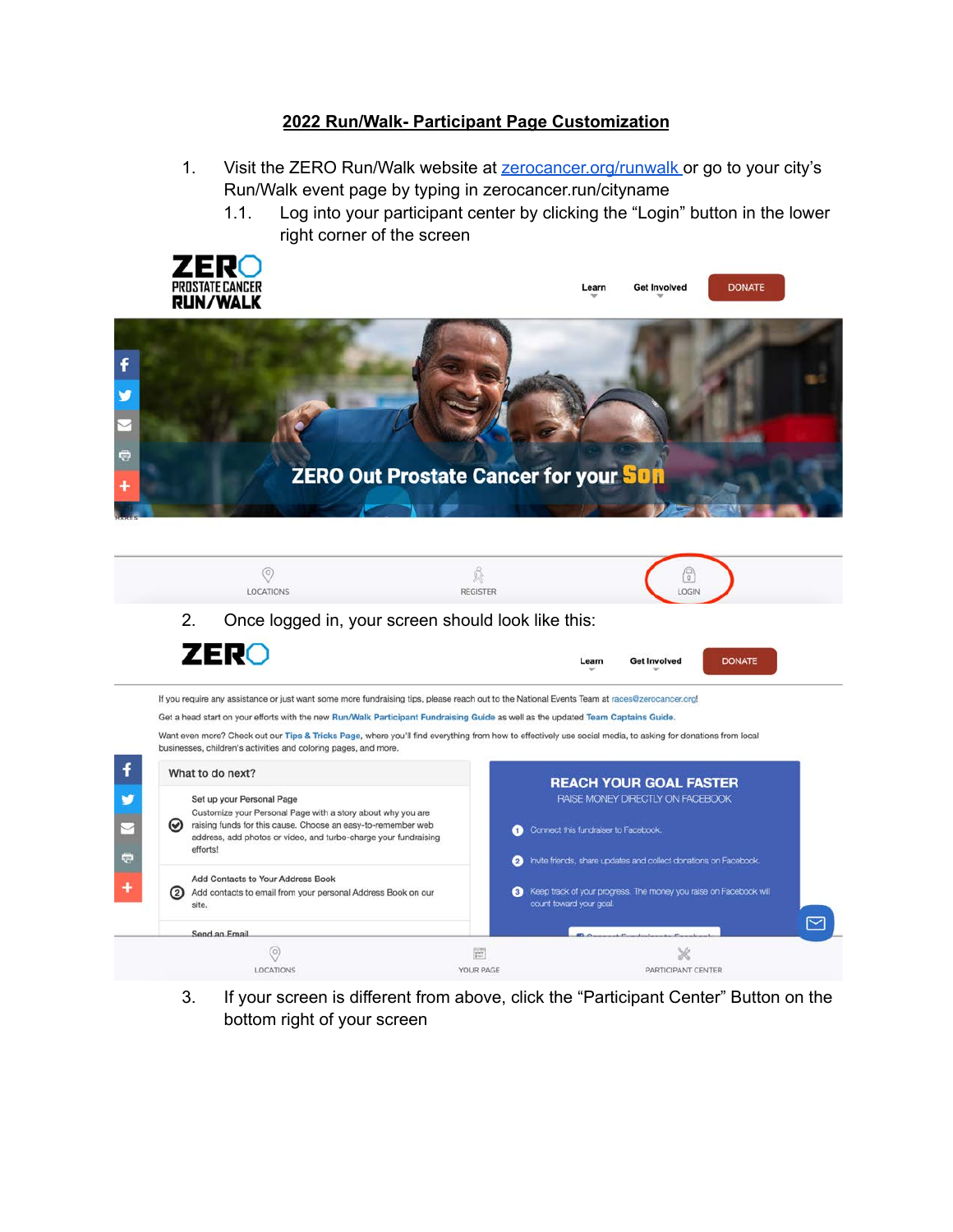# 2022 Run/Walk- Participant Page Customization

1. Visit the ZERO Run/Walk website at zerocancer.org/runwalk or go to your city's Run/Walk event page by typing in zerocancer.run/cityname
   1.1. Log into your participant center by clicking the "Login" button in the lower right corner of the screen

2. Once logged in, your screen should look like this:

3. If your screen is different from above, click the "Participant Center" Button on the bottom right of your screen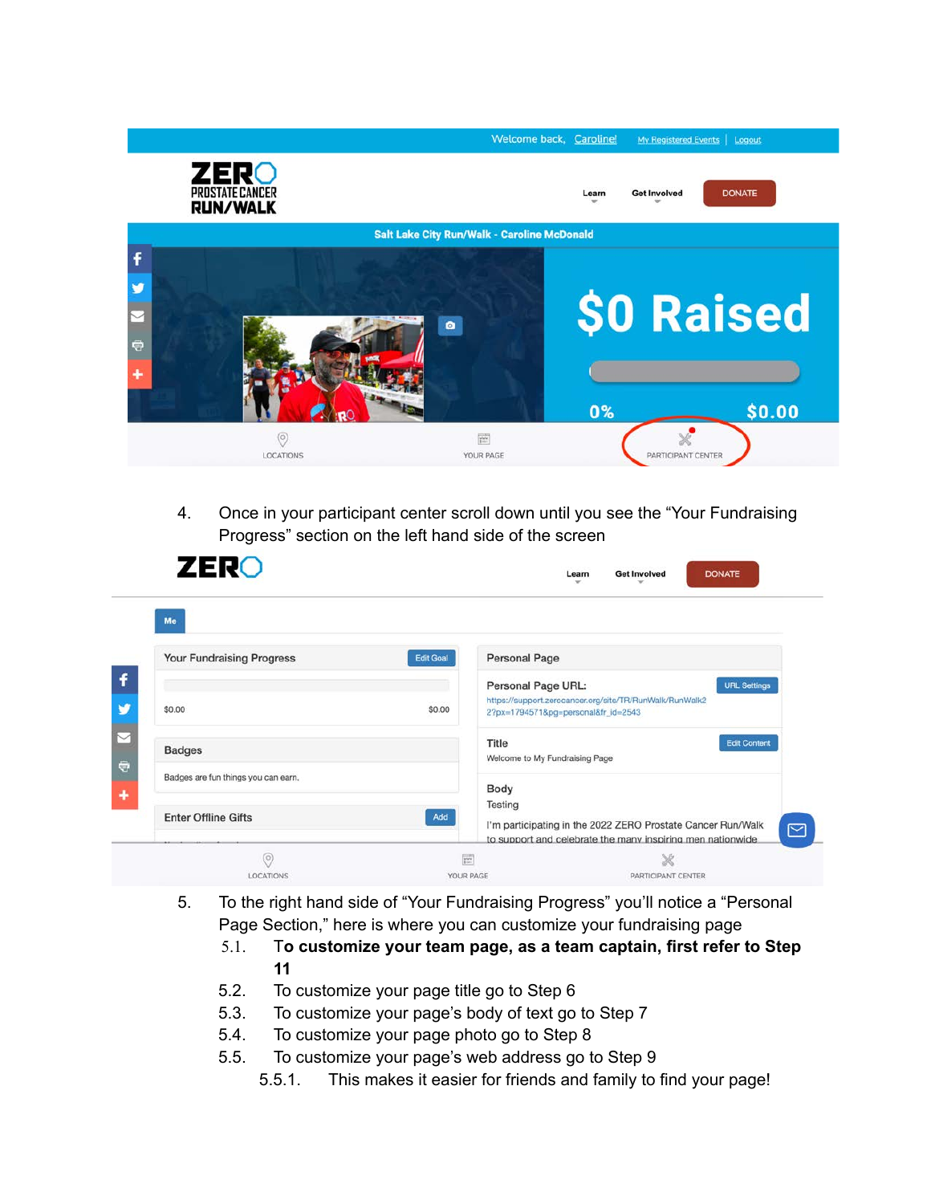4. Once in your participant center scroll down until you see the "Your Fundraising Progress" section on the left hand side of the screen

5. To the right hand side of "Your Fundraising Progress" you'll notice a "Personal Page Section," here is where you can customize your fundraising page
   5.1. **To customize your team page, as a team captain, first refer to Step 11**
   5.2. To customize your page title go to Step 6
   5.3. To customize your page's body of text go to Step 7
   5.4. To customize your page photo go to Step 8
   5.5. To customize your page's web address go to Step 9
      5.5.1. This makes it easier for friends and family to find your page!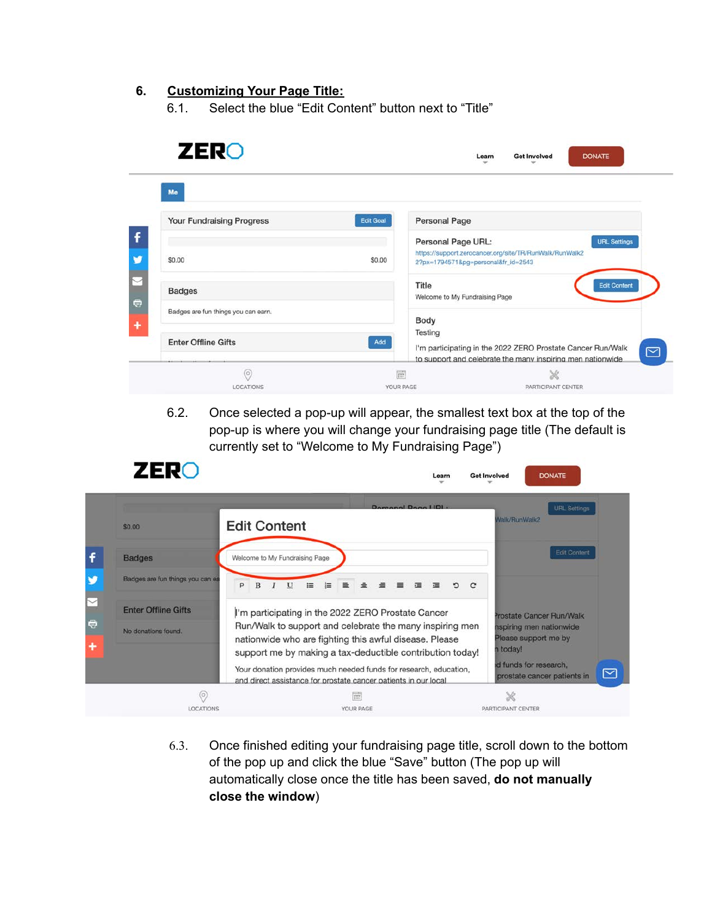6. **Customizing Your Page Title:**

6.1. Select the blue "Edit Content" button next to "Title"

6.2. Once selected a pop-up will appear, the smallest text box at the top of the pop-up is where you will change your fundraising page title (The default is currently set to "Welcome to My Fundraising Page")

6.3. Once finished editing your fundraising page title, scroll down to the bottom of the pop up and click the blue "Save" button (The pop up will automatically close once the title has been saved, **do not manually close the window**)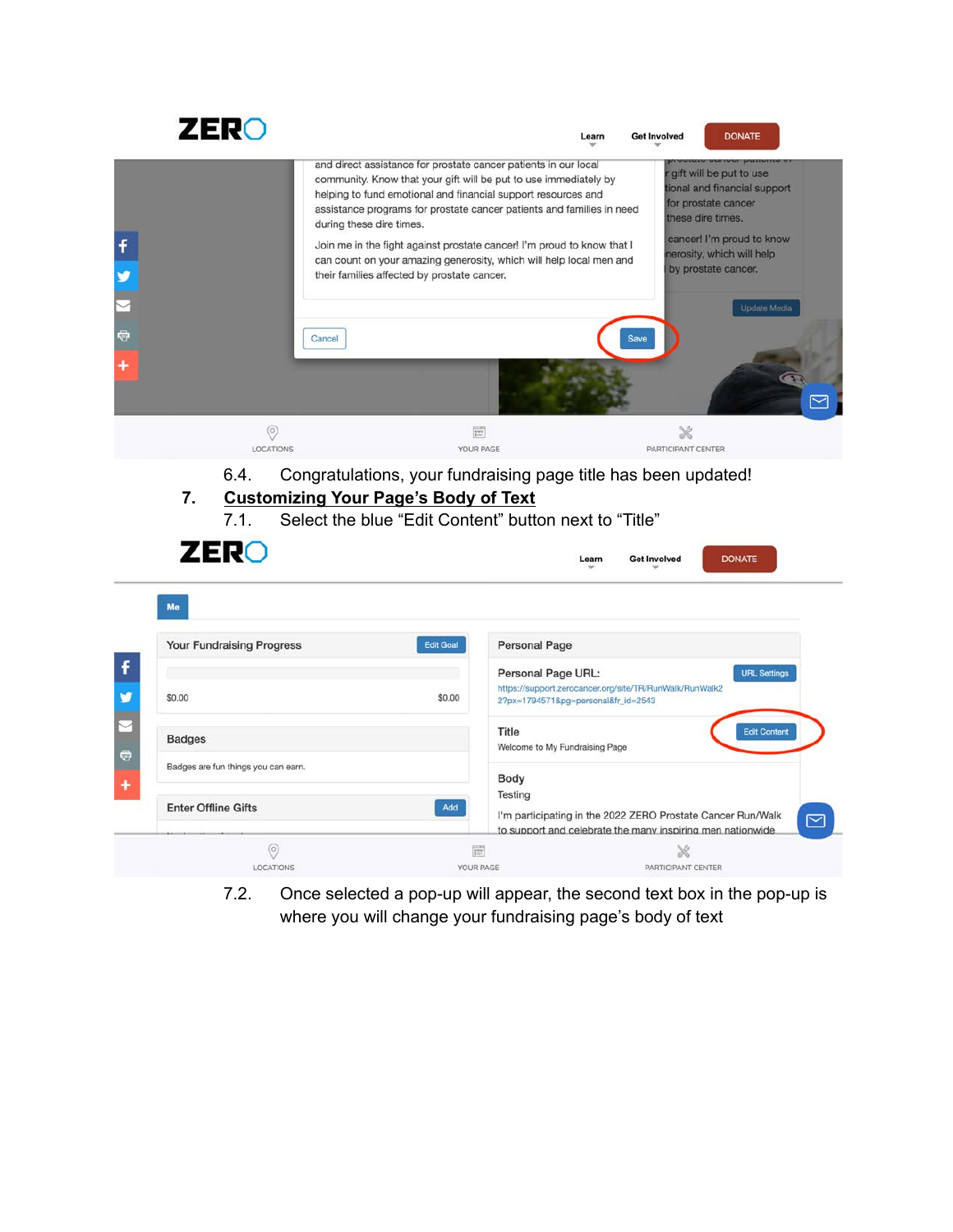6.4. Congratulations, your fundraising page title has been updated!

7. **<u>Customizing Your Page's Body of Text</u>**

7.1. Select the blue "Edit Content" button next to "Title"

7.2. Once selected a pop-up will appear, the second text box in the pop-up is where you will change your fundraising page's body of text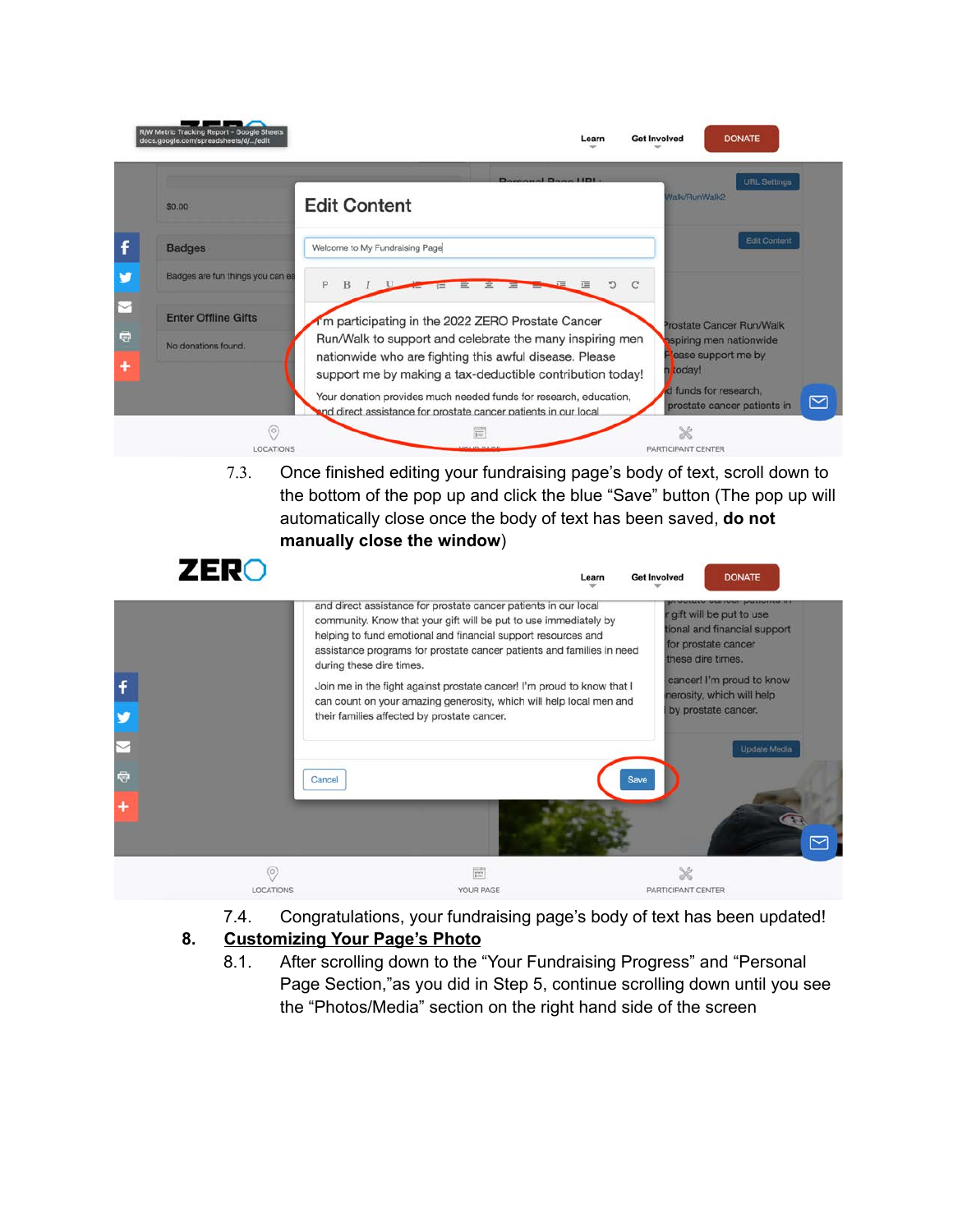7.3. Once finished editing your fundraising page's body of text, scroll down to the bottom of the pop up and click the blue "Save" button (The pop up will automatically close once the body of text has been saved, **do not manually close the window**)

7.4. Congratulations, your fundraising page's body of text has been updated!

8. **Customizing Your Page's Photo**

8.1. After scrolling down to the "Your Fundraising Progress" and "Personal Page Section,"as you did in Step 5, continue scrolling down until you see the "Photos/Media" section on the right hand side of the screen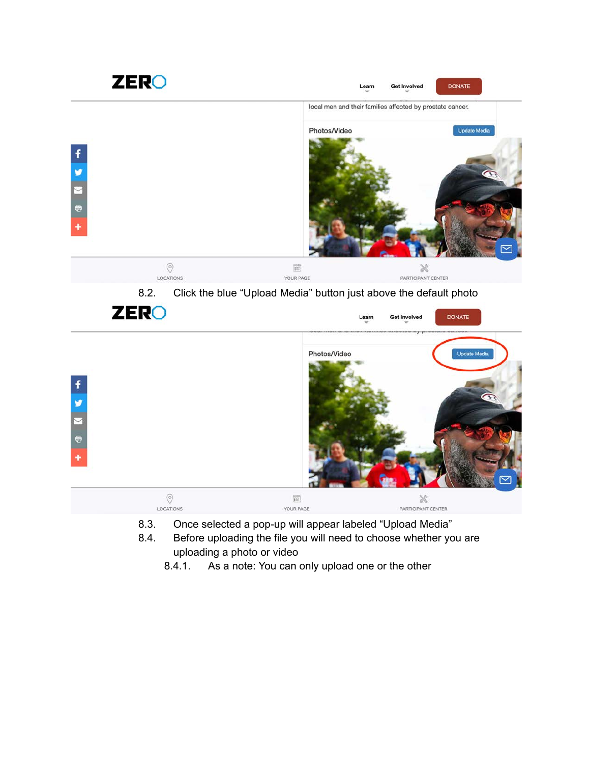8.2. Click the blue “Upload Media” button just above the default photo

8.3. Once selected a pop-up will appear labeled “Upload Media”

8.4. Before uploading the file you will need to choose whether you are uploading a photo or video

  8.4.1. As a note: You can only upload one or the other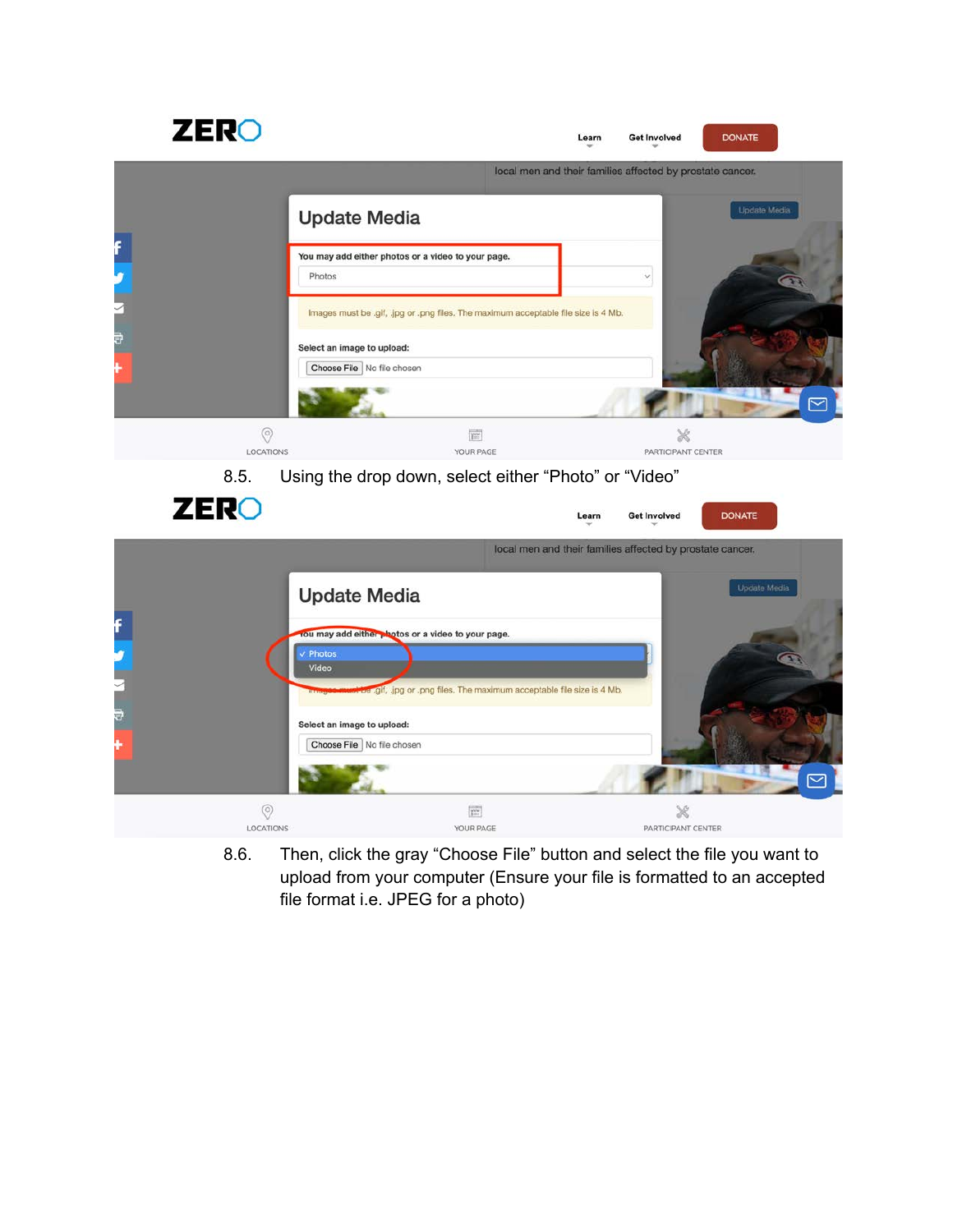8.5. Using the drop down, select either "Photo" or "Video"

8.6. Then, click the gray "Choose File" button and select the file you want to upload from your computer (Ensure your file is formatted to an accepted file format i.e. JPEG for a photo)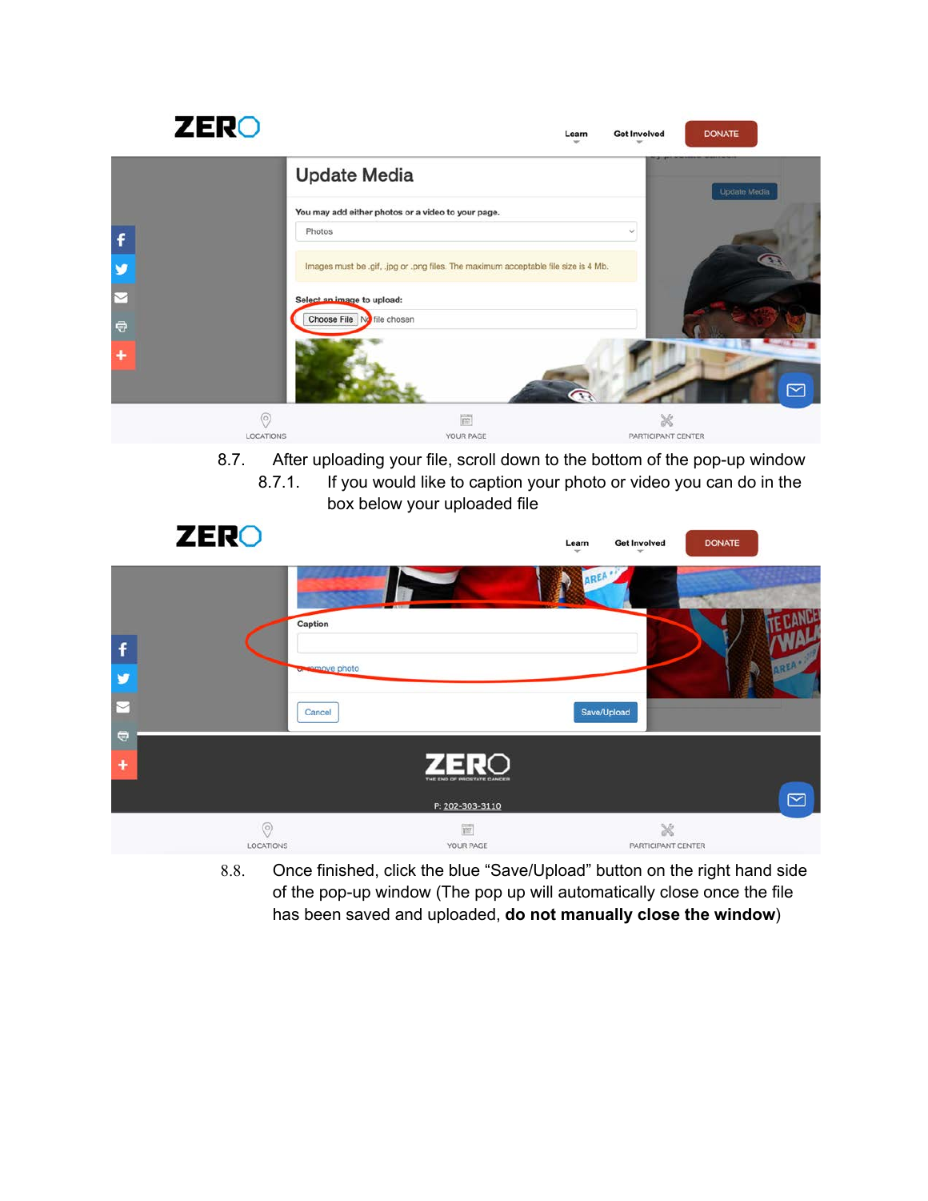8.7. After uploading your file, scroll down to the bottom of the pop-up window

8.7.1. If you would like to caption your photo or video you can do in the box below your uploaded file

8.8. Once finished, click the blue "Save/Upload" button on the right hand side of the pop-up window (The pop up will automatically close once the file has been saved and uploaded, **do not manually close the window**)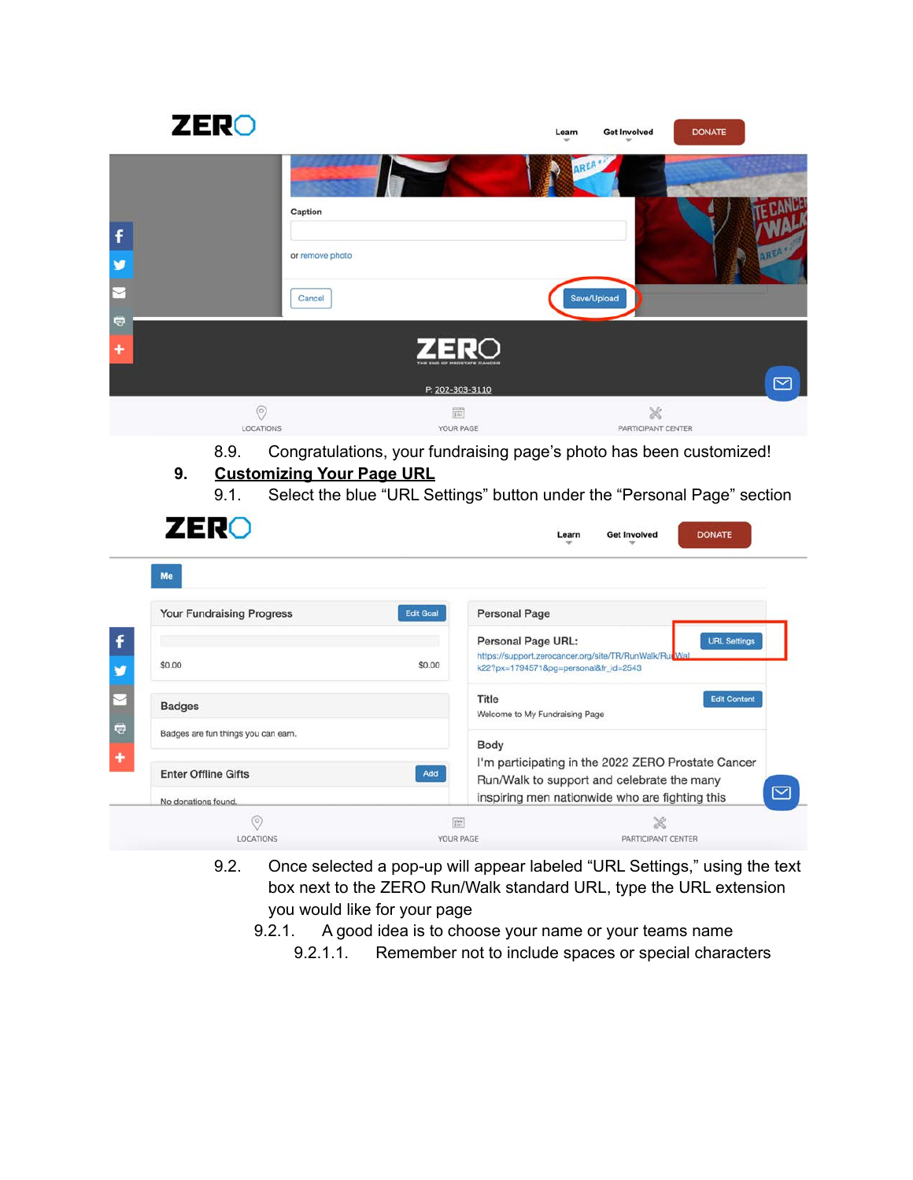8.9. Congratulations, your fundraising page's photo has been customized!

9. **Customizing Your Page URL**

   9.1. Select the blue "URL Settings" button under the "Personal Page" section

   9.2. Once selected a pop-up will appear labeled "URL Settings," using the text box next to the ZERO Run/Walk standard URL, type the URL extension you would like for your page

   9.2.1. A good idea is to choose your name or your teams name

   9.2.1.1. Remember not to include spaces or special characters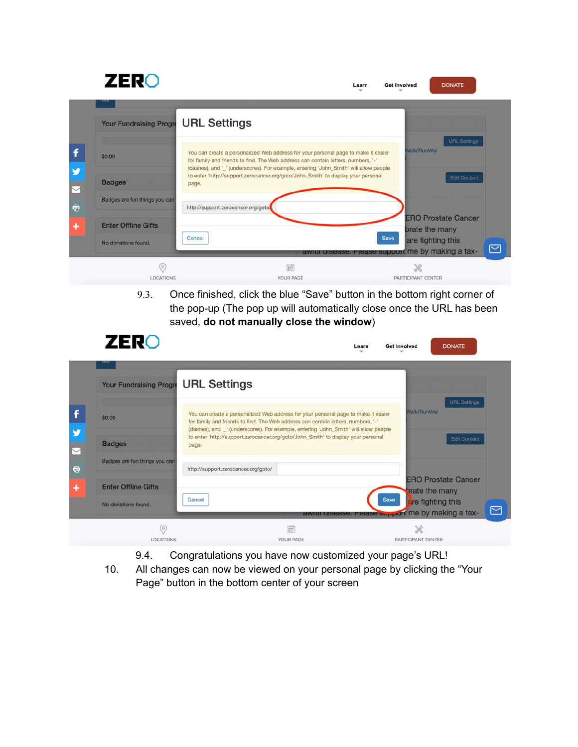9.3. Once finished, click the blue “Save” button in the bottom right corner of the pop-up (The pop up will automatically close once the URL has been saved, **do not manually close the window**)

9.4. Congratulations you have now customized your page’s URL!

10. All changes can now be viewed on your personal page by clicking the “Your Page” button in the bottom center of your screen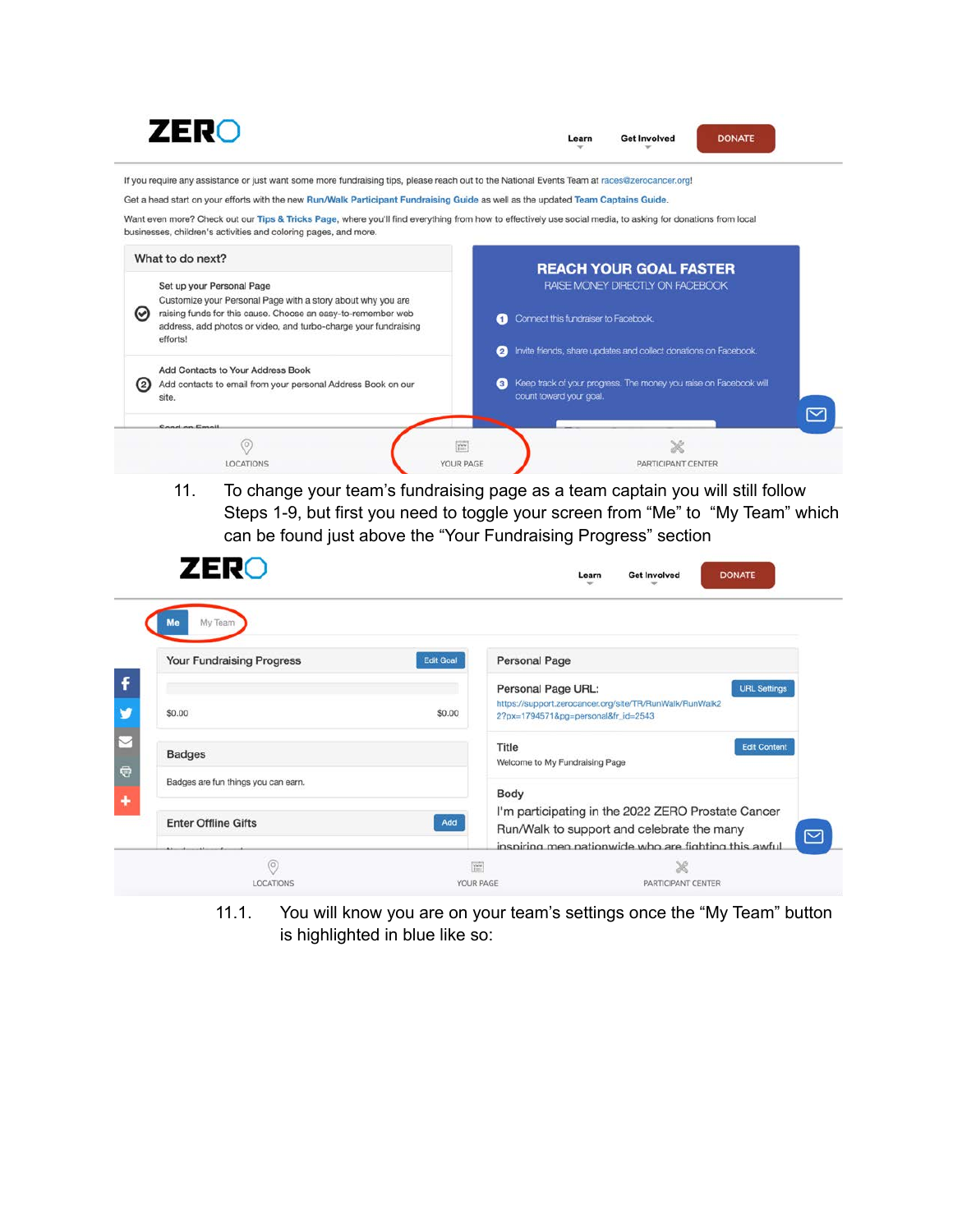ZERO

Learn | Get Involved | DONATE

If you require any assistance or just want some more fundraising tips, please reach out to the National Events Team at races@zerocancer.org!

Get a head start on your efforts with the new Run/Walk Participant Fundraising Guide as well as the updated Team Captains Guide.

Want even more? Check out our Tips & Tricks Page, where you'll find everything from how to effectively use social media, to asking for donations from local businesses, children's activities and coloring pages, and more.

**What to do next?**

Set up your Personal Page
Customize your Personal Page with a story about why you are raising funds for this cause. Choose an easy-to-remember web address, add photos or video, and turbo-charge your fundraising efforts!

Add Contacts to Your Address Book
Add contacts to email from your personal Address Book on our site.

**REACH YOUR GOAL FASTER**
RAISE MONEY DIRECTLY ON FACEBOOK

1. Connect this fundraiser to Facebook.
2. Invite friends, share updates and collect donations on Facebook.
3. Keep track of your progress. The money you raise on Facebook will count toward your goal.

LOCATIONS | YOUR PAGE | PARTICIPANT CENTER

11. To change your team's fundraising page as a team captain you will still follow Steps 1-9, but first you need to toggle your screen from "Me" to "My Team" which can be found just above the "Your Fundraising Progress" section

ZERO

Learn | Get Involved | DONATE

Me | My Team

**Your Fundraising Progress** — Edit Goal

$0.00 — $0.00

**Badges**

Badges are fun things you can earn.

**Enter Offline Gifts** — Add

**Personal Page**

Personal Page URL: — URL Settings
https://support.zerocancer.org/site/TR/RunWalk/RunWalk2?px=1794571&pg=personal&fr_id=2543

Title — Edit Content
Welcome to My Fundraising Page

Body
I'm participating in the 2022 ZERO Prostate Cancer Run/Walk to support and celebrate the many inspiring men nationwide who are fighting this awful

LOCATIONS | YOUR PAGE | PARTICIPANT CENTER

11.1. You will know you are on your team's settings once the "My Team" button is highlighted in blue like so: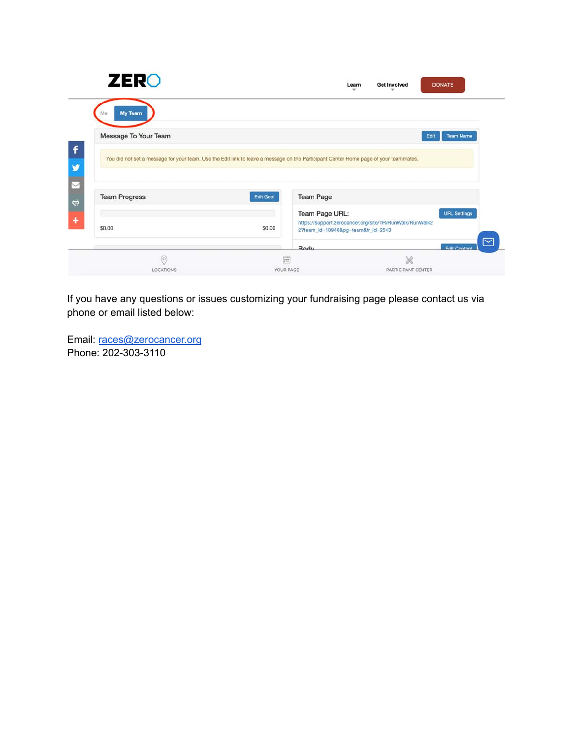If you have any questions or issues customizing your fundraising page please contact us via phone or email listed below:

Email: [races@zerocancer.org](mailto:races@zerocancer.org)
Phone: 202-303-3110